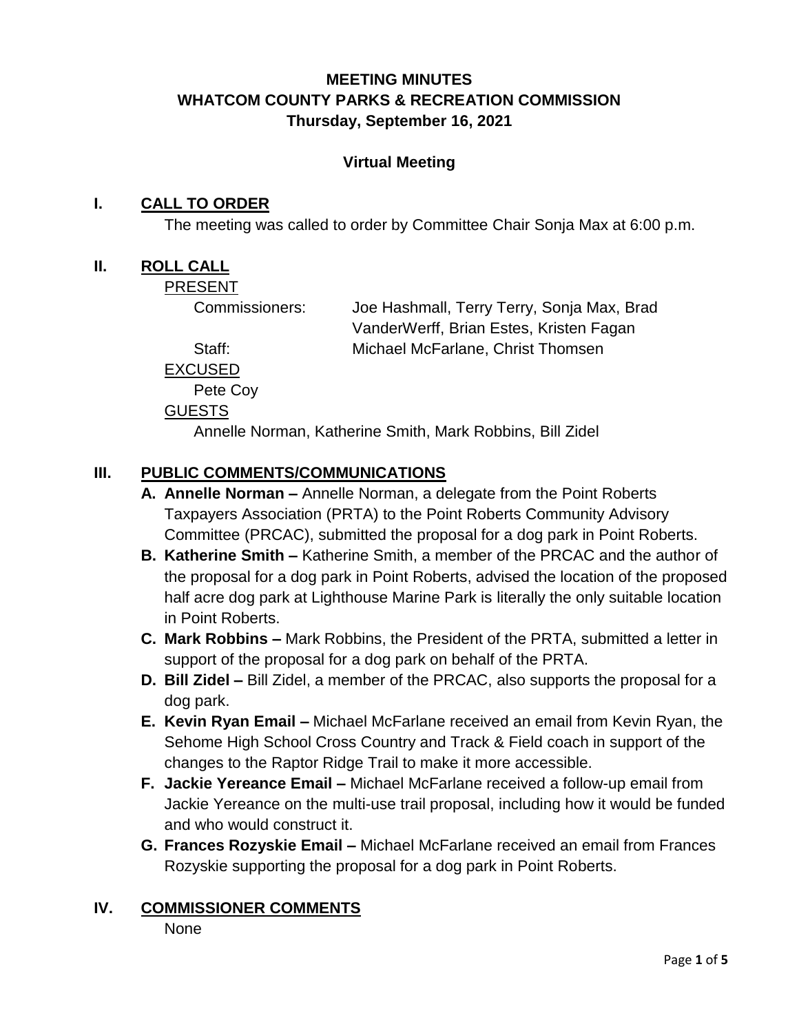# MEETING MINUTES
# WHATCOM COUNTY PARKS & RECREATION COMMISSION
# Thursday, September 16, 2021

**Virtual Meeting**

## I. CALL TO ORDER

The meeting was called to order by Committee Chair Sonja Max at 6:00 p.m.

## II. ROLL CALL

PRESENT

| | |
|---|---|
| Commissioners: | Joe Hashmall, Terry Terry, Sonja Max, Brad VanderWerff, Brian Estes, Kristen Fagan |
| Staff: | Michael McFarlane, Christ Thomsen |

EXCUSED

Pete Coy

GUESTS

Annelle Norman, Katherine Smith, Mark Robbins, Bill Zidel

## III. PUBLIC COMMENTS/COMMUNICATIONS

- **A. Annelle Norman –** Annelle Norman, a delegate from the Point Roberts Taxpayers Association (PRTA) to the Point Roberts Community Advisory Committee (PRCAC), submitted the proposal for a dog park in Point Roberts.
- **B. Katherine Smith –** Katherine Smith, a member of the PRCAC and the author of the proposal for a dog park in Point Roberts, advised the location of the proposed half acre dog park at Lighthouse Marine Park is literally the only suitable location in Point Roberts.
- **C. Mark Robbins –** Mark Robbins, the President of the PRTA, submitted a letter in support of the proposal for a dog park on behalf of the PRTA.
- **D. Bill Zidel –** Bill Zidel, a member of the PRCAC, also supports the proposal for a dog park.
- **E. Kevin Ryan Email –** Michael McFarlane received an email from Kevin Ryan, the Sehome High School Cross Country and Track & Field coach in support of the changes to the Raptor Ridge Trail to make it more accessible.
- **F. Jackie Yereance Email –** Michael McFarlane received a follow-up email from Jackie Yereance on the multi-use trail proposal, including how it would be funded and who would construct it.
- **G. Frances Rozyskie Email –** Michael McFarlane received an email from Frances Rozyskie supporting the proposal for a dog park in Point Roberts.

## IV. COMMISSIONER COMMENTS

None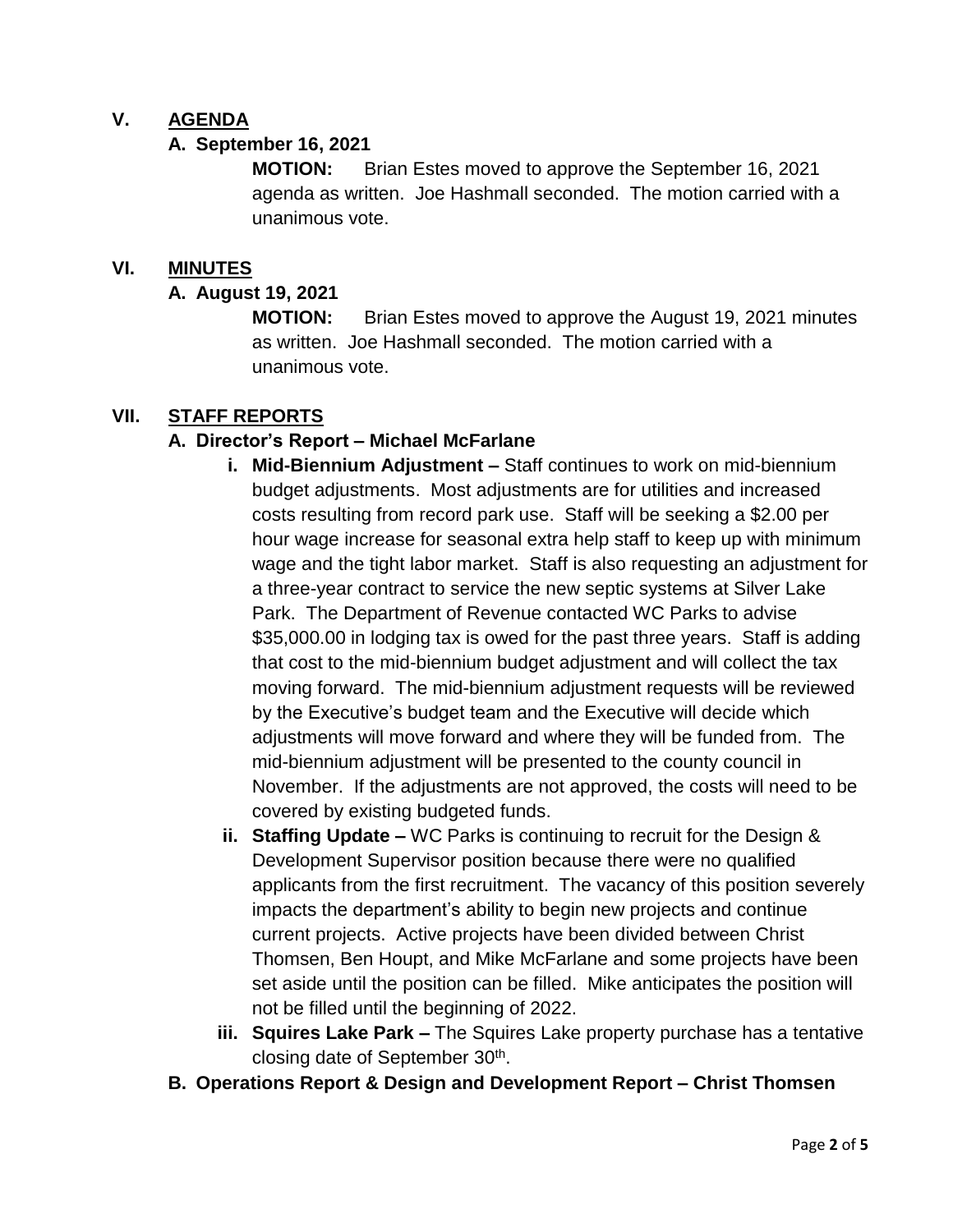## V. AGENDA

### A. September 16, 2021

**MOTION:** Brian Estes moved to approve the September 16, 2021 agenda as written. Joe Hashmall seconded. The motion carried with a unanimous vote.

## VI. MINUTES

### A. August 19, 2021

**MOTION:** Brian Estes moved to approve the August 19, 2021 minutes as written. Joe Hashmall seconded. The motion carried with a unanimous vote.

## VII. STAFF REPORTS

### A. Director's Report – Michael McFarlane

i. **Mid-Biennium Adjustment –** Staff continues to work on mid-biennium budget adjustments. Most adjustments are for utilities and increased costs resulting from record park use. Staff will be seeking a \$2.00 per hour wage increase for seasonal extra help staff to keep up with minimum wage and the tight labor market. Staff is also requesting an adjustment for a three-year contract to service the new septic systems at Silver Lake Park. The Department of Revenue contacted WC Parks to advise \$35,000.00 in lodging tax is owed for the past three years. Staff is adding that cost to the mid-biennium budget adjustment and will collect the tax moving forward. The mid-biennium adjustment requests will be reviewed by the Executive's budget team and the Executive will decide which adjustments will move forward and where they will be funded from. The mid-biennium adjustment will be presented to the county council in November. If the adjustments are not approved, the costs will need to be covered by existing budgeted funds.

ii. **Staffing Update –** WC Parks is continuing to recruit for the Design & Development Supervisor position because there were no qualified applicants from the first recruitment. The vacancy of this position severely impacts the department's ability to begin new projects and continue current projects. Active projects have been divided between Christ Thomsen, Ben Houpt, and Mike McFarlane and some projects have been set aside until the position can be filled. Mike anticipates the position will not be filled until the beginning of 2022.

iii. **Squires Lake Park –** The Squires Lake property purchase has a tentative closing date of September 30th.

### B. Operations Report & Design and Development Report – Christ Thomsen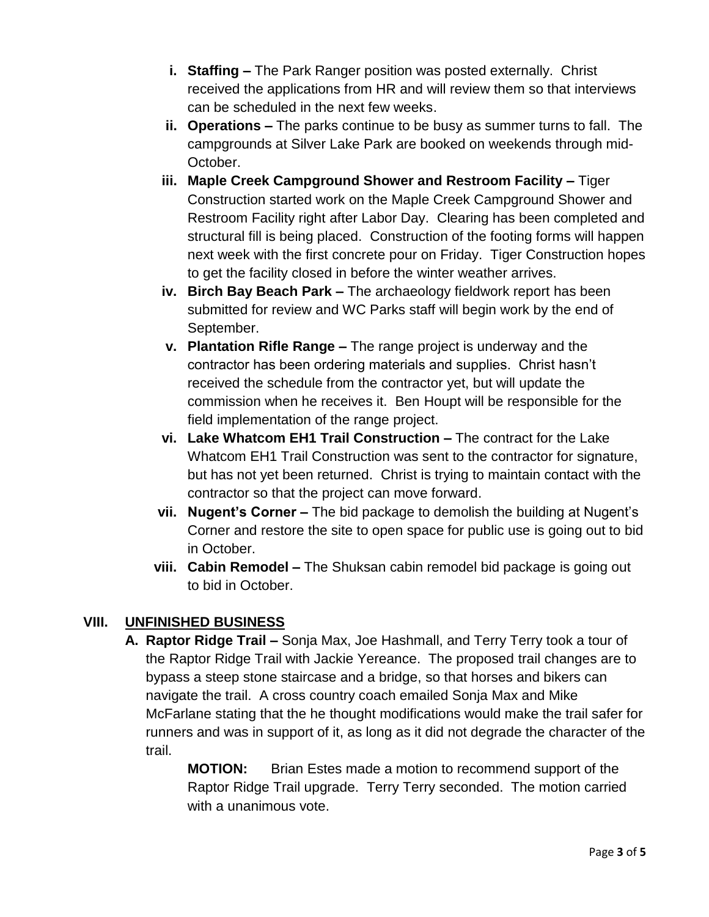i. **Staffing –** The Park Ranger position was posted externally. Christ received the applications from HR and will review them so that interviews can be scheduled in the next few weeks.

ii. **Operations –** The parks continue to be busy as summer turns to fall. The campgrounds at Silver Lake Park are booked on weekends through mid-October.

iii. **Maple Creek Campground Shower and Restroom Facility –** Tiger Construction started work on the Maple Creek Campground Shower and Restroom Facility right after Labor Day. Clearing has been completed and structural fill is being placed. Construction of the footing forms will happen next week with the first concrete pour on Friday. Tiger Construction hopes to get the facility closed in before the winter weather arrives.

iv. **Birch Bay Beach Park –** The archaeology fieldwork report has been submitted for review and WC Parks staff will begin work by the end of September.

v. **Plantation Rifle Range –** The range project is underway and the contractor has been ordering materials and supplies. Christ hasn't received the schedule from the contractor yet, but will update the commission when he receives it. Ben Houpt will be responsible for the field implementation of the range project.

vi. **Lake Whatcom EH1 Trail Construction –** The contract for the Lake Whatcom EH1 Trail Construction was sent to the contractor for signature, but has not yet been returned. Christ is trying to maintain contact with the contractor so that the project can move forward.

vii. **Nugent's Corner –** The bid package to demolish the building at Nugent's Corner and restore the site to open space for public use is going out to bid in October.

viii. **Cabin Remodel –** The Shuksan cabin remodel bid package is going out to bid in October.

## VIII. <u>UNFINISHED BUSINESS</u>

**A. Raptor Ridge Trail –** Sonja Max, Joe Hashmall, and Terry Terry took a tour of the Raptor Ridge Trail with Jackie Yereance. The proposed trail changes are to bypass a steep stone staircase and a bridge, so that horses and bikers can navigate the trail. A cross country coach emailed Sonja Max and Mike McFarlane stating that the he thought modifications would make the trail safer for runners and was in support of it, as long as it did not degrade the character of the trail.

> **MOTION:** Brian Estes made a motion to recommend support of the Raptor Ridge Trail upgrade. Terry Terry seconded. The motion carried with a unanimous vote.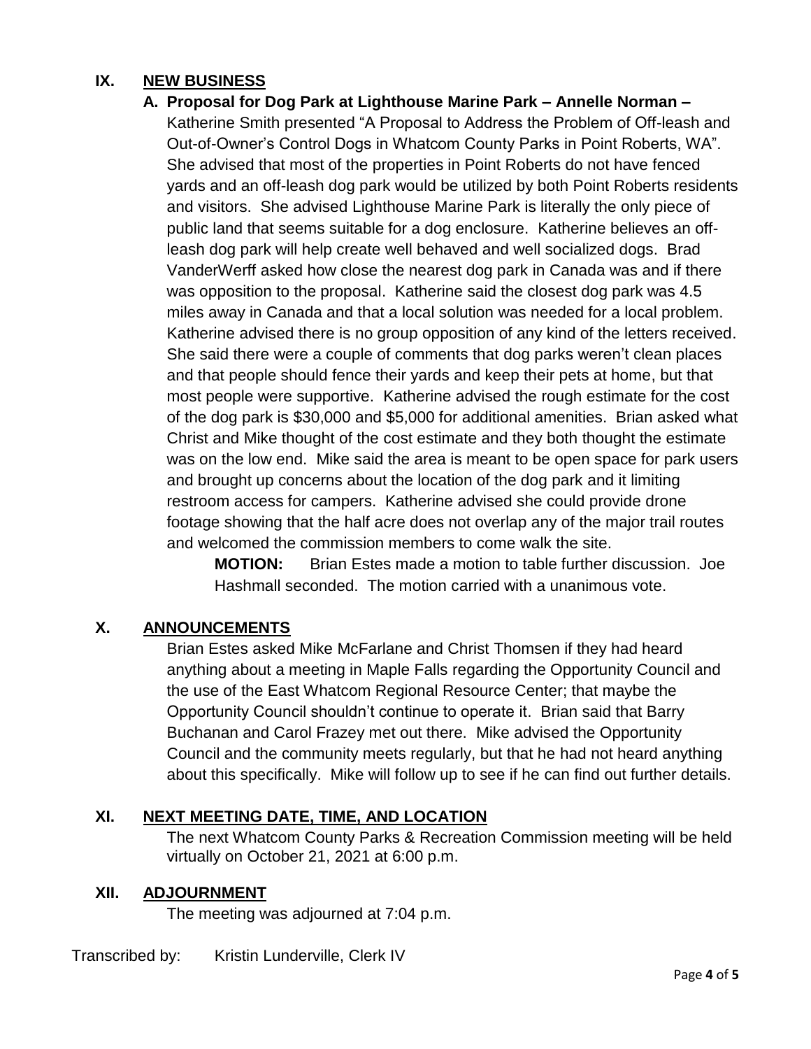## IX. NEW BUSINESS

### A. Proposal for Dog Park at Lighthouse Marine Park – Annelle Norman –

Katherine Smith presented "A Proposal to Address the Problem of Off-leash and Out-of-Owner's Control Dogs in Whatcom County Parks in Point Roberts, WA". She advised that most of the properties in Point Roberts do not have fenced yards and an off-leash dog park would be utilized by both Point Roberts residents and visitors. She advised Lighthouse Marine Park is literally the only piece of public land that seems suitable for a dog enclosure. Katherine believes an off-leash dog park will help create well behaved and well socialized dogs. Brad VanderWerff asked how close the nearest dog park in Canada was and if there was opposition to the proposal. Katherine said the closest dog park was 4.5 miles away in Canada and that a local solution was needed for a local problem. Katherine advised there is no group opposition of any kind of the letters received. She said there were a couple of comments that dog parks weren't clean places and that people should fence their yards and keep their pets at home, but that most people were supportive. Katherine advised the rough estimate for the cost of the dog park is $30,000 and $5,000 for additional amenities. Brian asked what Christ and Mike thought of the cost estimate and they both thought the estimate was on the low end. Mike said the area is meant to be open space for park users and brought up concerns about the location of the dog park and it limiting restroom access for campers. Katherine advised she could provide drone footage showing that the half acre does not overlap any of the major trail routes and welcomed the commission members to come walk the site.

> **MOTION:** Brian Estes made a motion to table further discussion. Joe Hashmall seconded. The motion carried with a unanimous vote.

## X. ANNOUNCEMENTS

Brian Estes asked Mike McFarlane and Christ Thomsen if they had heard anything about a meeting in Maple Falls regarding the Opportunity Council and the use of the East Whatcom Regional Resource Center; that maybe the Opportunity Council shouldn't continue to operate it. Brian said that Barry Buchanan and Carol Frazey met out there. Mike advised the Opportunity Council and the community meets regularly, but that he had not heard anything about this specifically. Mike will follow up to see if he can find out further details.

## XI. NEXT MEETING DATE, TIME, AND LOCATION

The next Whatcom County Parks & Recreation Commission meeting will be held virtually on October 21, 2021 at 6:00 p.m.

## XII. ADJOURNMENT

The meeting was adjourned at 7:04 p.m.

Transcribed by: Kristin Lunderville, Clerk IV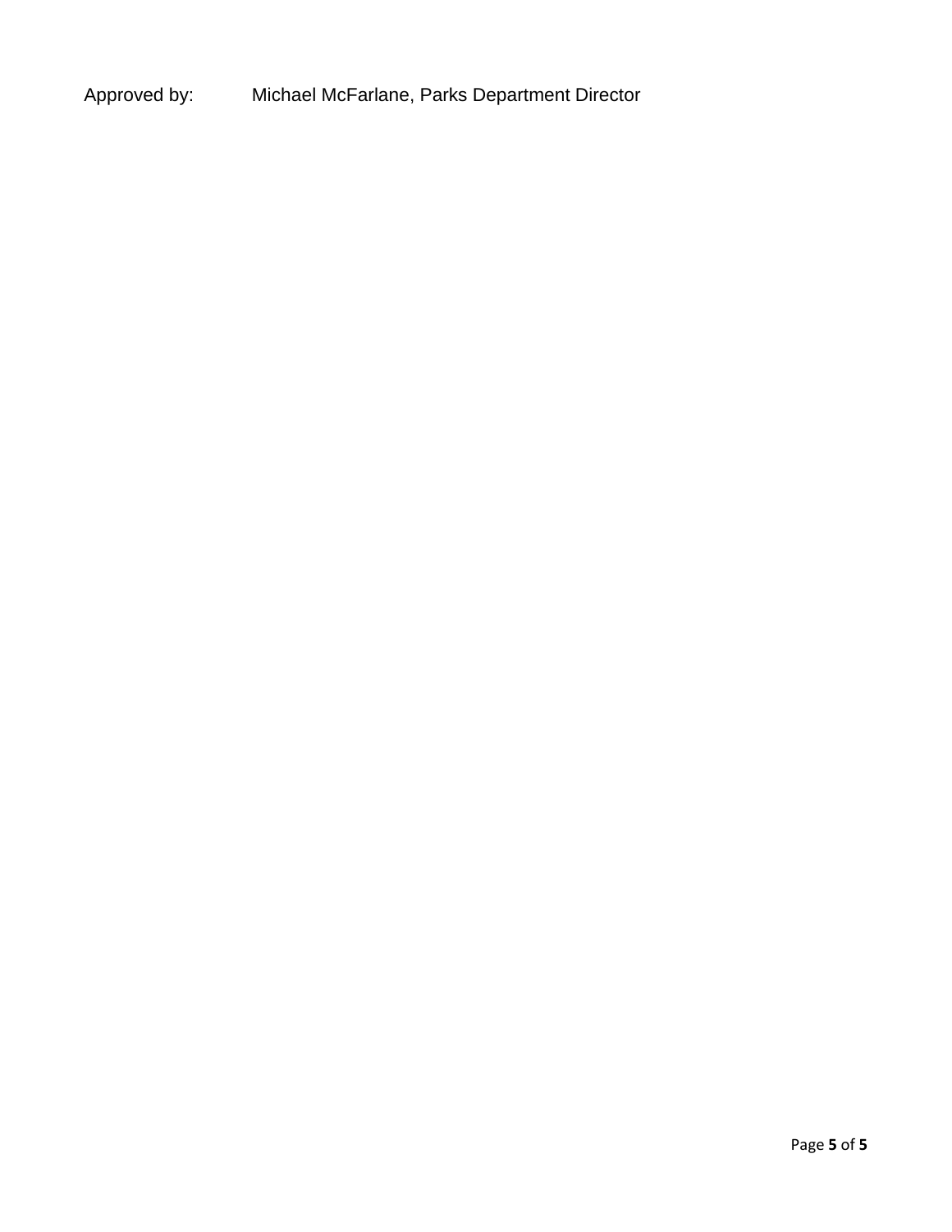Approved by: Michael McFarlane, Parks Department Director